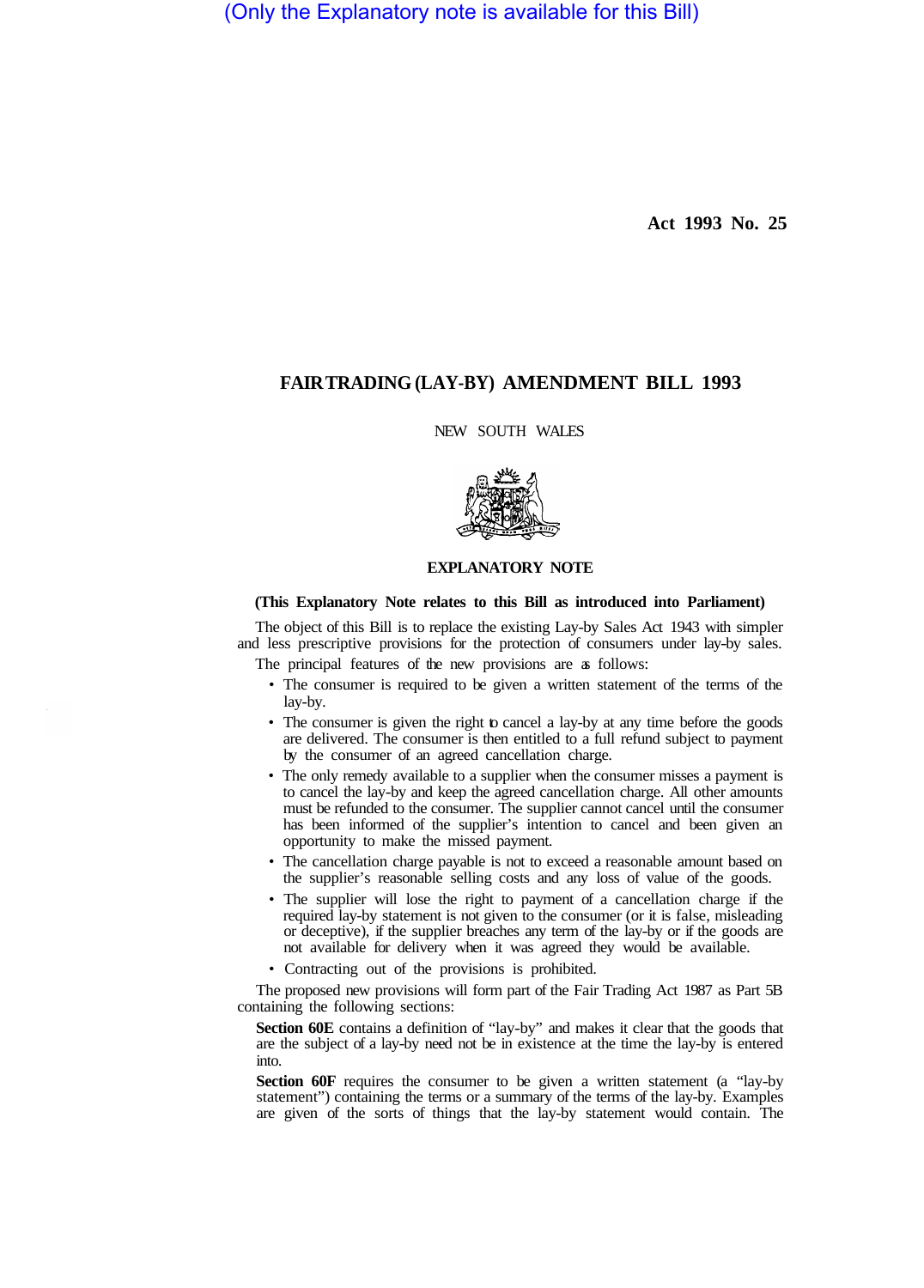(Only the Explanatory note is available for this Bill)

**Act 1993 No. 25**

# FAIR TRADING (LAY-BY) AMENDMENT BILL 1993

NEW SOUTH WALES

## EXPLANATORY NOTE

**(This Explanatory Note relates to this Bill as introduced into Parliament)**

The object of this Bill is to replace the existing Lay-by Sales Act 1943 with simpler and less prescriptive provisions for the protection of consumers under lay-by sales.

The principal features of the new provisions are as follows:

- The consumer is required to be given a written statement of the terms of the lay-by.
- The consumer is given the right to cancel a lay-by at any time before the goods are delivered. The consumer is then entitled to a full refund subject to payment by the consumer of an agreed cancellation charge.
- The only remedy available to a supplier when the consumer misses a payment is to cancel the lay-by and keep the agreed cancellation charge. All other amounts must be refunded to the consumer. The supplier cannot cancel until the consumer has been informed of the supplier's intention to cancel and been given an opportunity to make the missed payment.
- The cancellation charge payable is not to exceed a reasonable amount based on the supplier's reasonable selling costs and any loss of value of the goods.
- The supplier will lose the right to payment of a cancellation charge if the required lay-by statement is not given to the consumer (or if it is false, misleading or deceptive), if the supplier breaches any term of the lay-by or if the goods are not available for delivery when it was agreed they would be available.
- Contracting out of the provisions is prohibited.

The proposed new provisions will form part of the Fair Trading Act 1987 as Part 5B containing the following sections:

**Section 60E** contains a definition of "lay-by" and makes it clear that the goods that are the subject of a lay-by need not be in existence at the time the lay-by is entered into.

**Section 60F** requires the consumer to be given a written statement (a "lay-by statement") containing the terms or a summary of the terms of the lay-by. Examples are given of the sorts of things that the lay-by statement would contain. The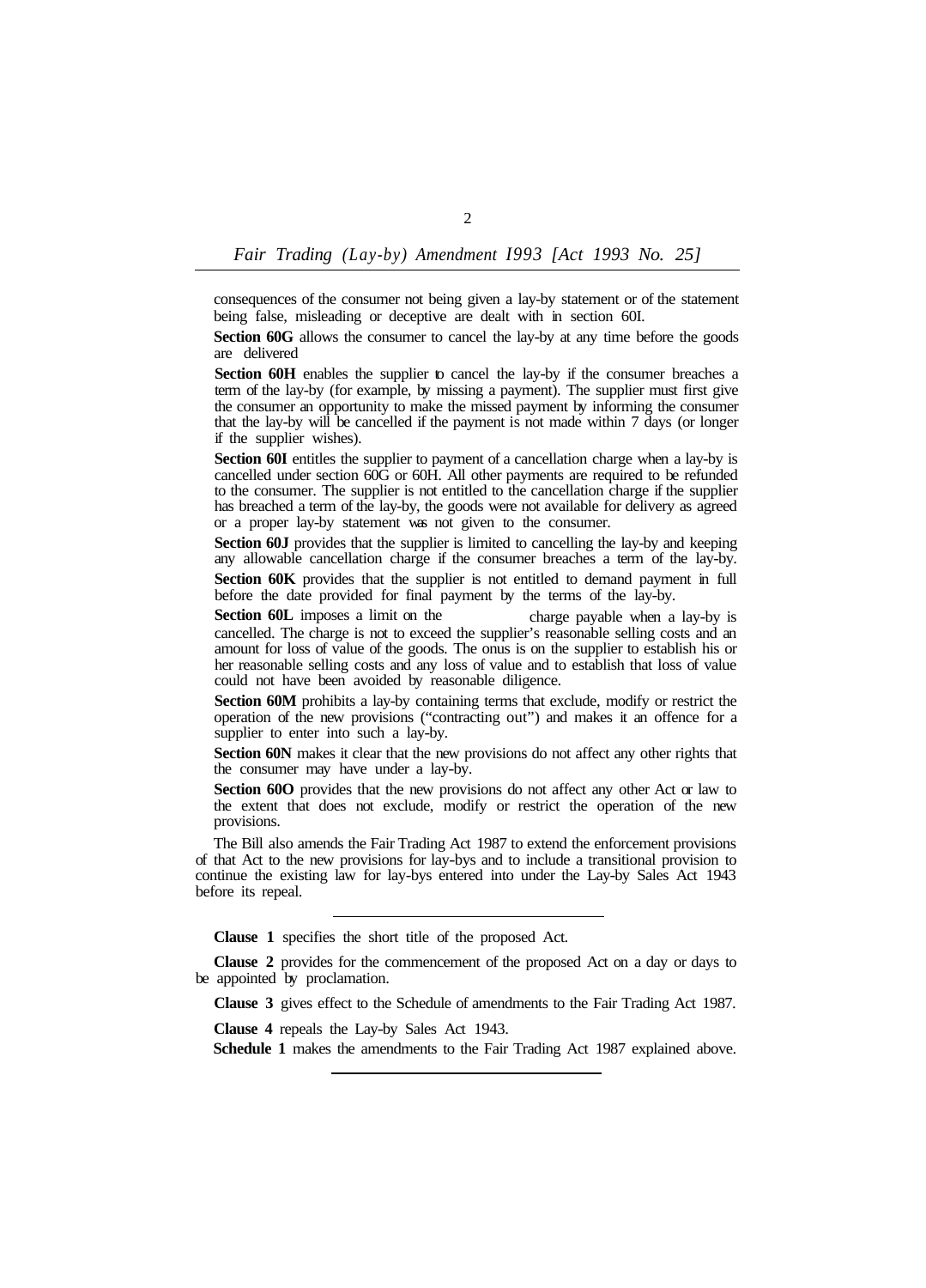consequences of the consumer not being given a lay-by statement or of the statement being false, misleading or deceptive are dealt with in section 60I.

**Section 60G** allows the consumer to cancel the lay-by at any time before the goods are delivered

**Section 60H** enables the supplier to cancel the lay-by if the consumer breaches a term of the lay-by (for example, by missing a payment). The supplier must first give the consumer an opportunity to make the missed payment by informing the consumer that the lay-by will be cancelled if the payment is not made within 7 days (or longer if the supplier wishes).

**Section 60I** entitles the supplier to payment of a cancellation charge when a lay-by is cancelled under section 60G or 60H. All other payments are required to be refunded to the consumer. The supplier is not entitled to the cancellation charge if the supplier has breached a term of the lay-by, the goods were not available for delivery as agreed or a proper lay-by statement was not given to the consumer.

**Section 60J** provides that the supplier is limited to cancelling the lay-by and keeping any allowable cancellation charge if the consumer breaches a term of the lay-by.

**Section 60K** provides that the supplier is not entitled to demand payment in full before the date provided for final payment by the terms of the lay-by.

**Section 60L** imposes a limit on the charge payable when a lay-by is cancelled. The charge is not to exceed the supplier's reasonable selling costs and an amount for loss of value of the goods. The onus is on the supplier to establish his or her reasonable selling costs and any loss of value and to establish that loss of value could not have been avoided by reasonable diligence.

**Section 60M** prohibits a lay-by containing terms that exclude, modify or restrict the operation of the new provisions ("contracting out") and makes it an offence for a supplier to enter into such a lay-by.

**Section 60N** makes it clear that the new provisions do not affect any other rights that the consumer may have under a lay-by.

**Section 60O** provides that the new provisions do not affect any other Act or law to the extent that does not exclude, modify or restrict the operation of the new provisions.

The Bill also amends the Fair Trading Act 1987 to extend the enforcement provisions of that Act to the new provisions for lay-bys and to include a transitional provision to continue the existing law for lay-bys entered into under the Lay-by Sales Act 1943 before its repeal.

---

**Clause 1** specifies the short title of the proposed Act.

**Clause 2** provides for the commencement of the proposed Act on a day or days to be appointed by proclamation.

**Clause 3** gives effect to the Schedule of amendments to the Fair Trading Act 1987.

**Clause 4** repeals the Lay-by Sales Act 1943.

**Schedule 1** makes the amendments to the Fair Trading Act 1987 explained above.

---